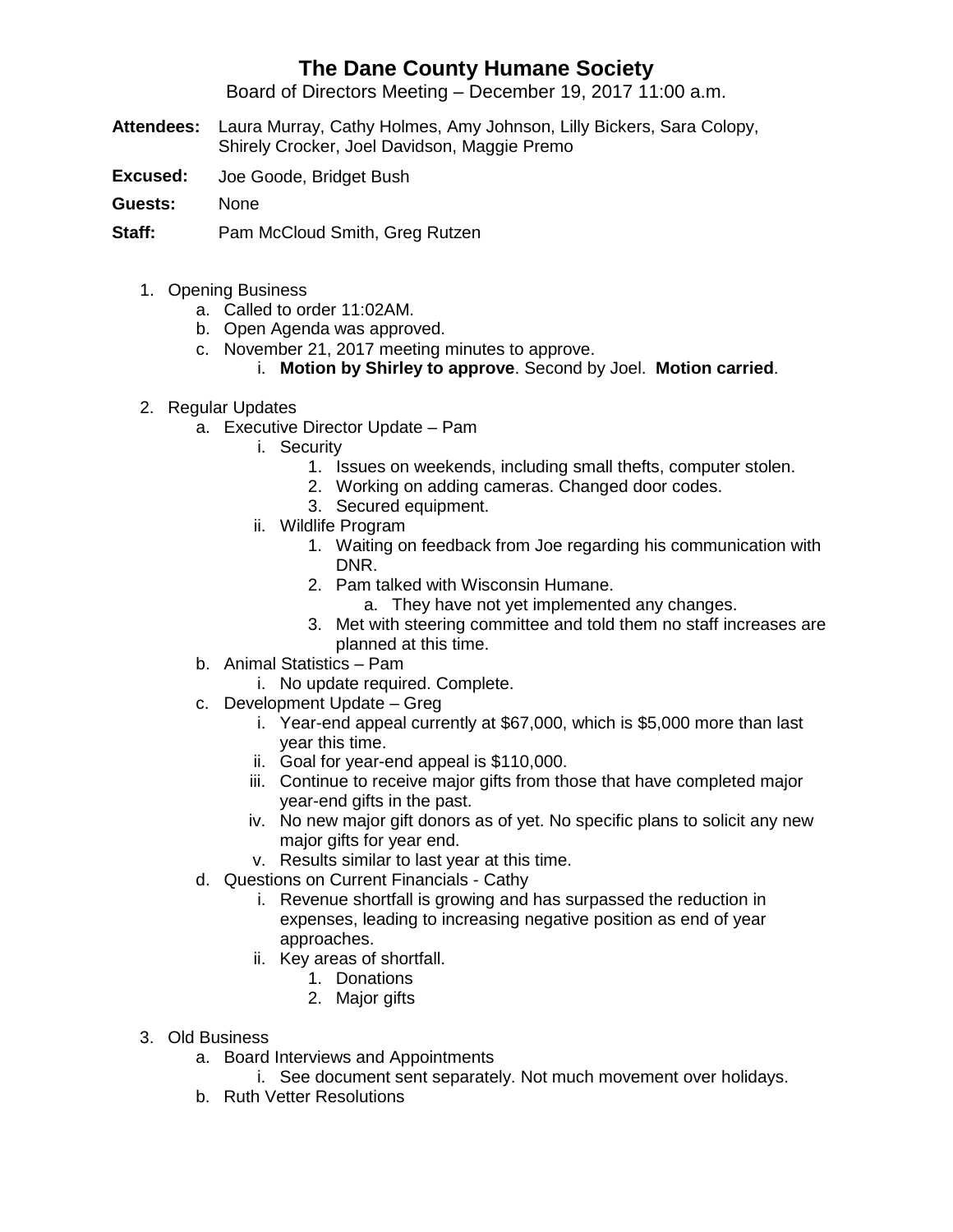# The Dane County Humane Society

Board of Directors Meeting – December 19, 2017 11:00 a.m.

**Attendees:** Laura Murray, Cathy Holmes, Amy Johnson, Lilly Bickers, Sara Colopy, Shirely Crocker, Joel Davidson, Maggie Premo

**Excused:** Joe Goode, Bridget Bush

**Guests:** None

**Staff:** Pam McCloud Smith, Greg Rutzen

1. Opening Business
    a. Called to order 11:02AM.
    b. Open Agenda was approved.
    c. November 21, 2017 meeting minutes to approve.
        i. **Motion by Shirley to approve**. Second by Joel. **Motion carried**.

2. Regular Updates
    a. Executive Director Update – Pam
        i. Security
            1. Issues on weekends, including small thefts, computer stolen.
            2. Working on adding cameras. Changed door codes.
            3. Secured equipment.
        ii. Wildlife Program
            1. Waiting on feedback from Joe regarding his communication with DNR.
            2. Pam talked with Wisconsin Humane.
                a. They have not yet implemented any changes.
            3. Met with steering committee and told them no staff increases are planned at this time.
    b. Animal Statistics – Pam
        i. No update required. Complete.
    c. Development Update – Greg
        i. Year-end appeal currently at $67,000, which is $5,000 more than last year this time.
        ii. Goal for year-end appeal is $110,000.
        iii. Continue to receive major gifts from those that have completed major year-end gifts in the past.
        iv. No new major gift donors as of yet. No specific plans to solicit any new major gifts for year end.
        v. Results similar to last year at this time.
    d. Questions on Current Financials - Cathy
        i. Revenue shortfall is growing and has surpassed the reduction in expenses, leading to increasing negative position as end of year approaches.
        ii. Key areas of shortfall.
            1. Donations
            2. Major gifts

3. Old Business
    a. Board Interviews and Appointments
        i. See document sent separately. Not much movement over holidays.
    b. Ruth Vetter Resolutions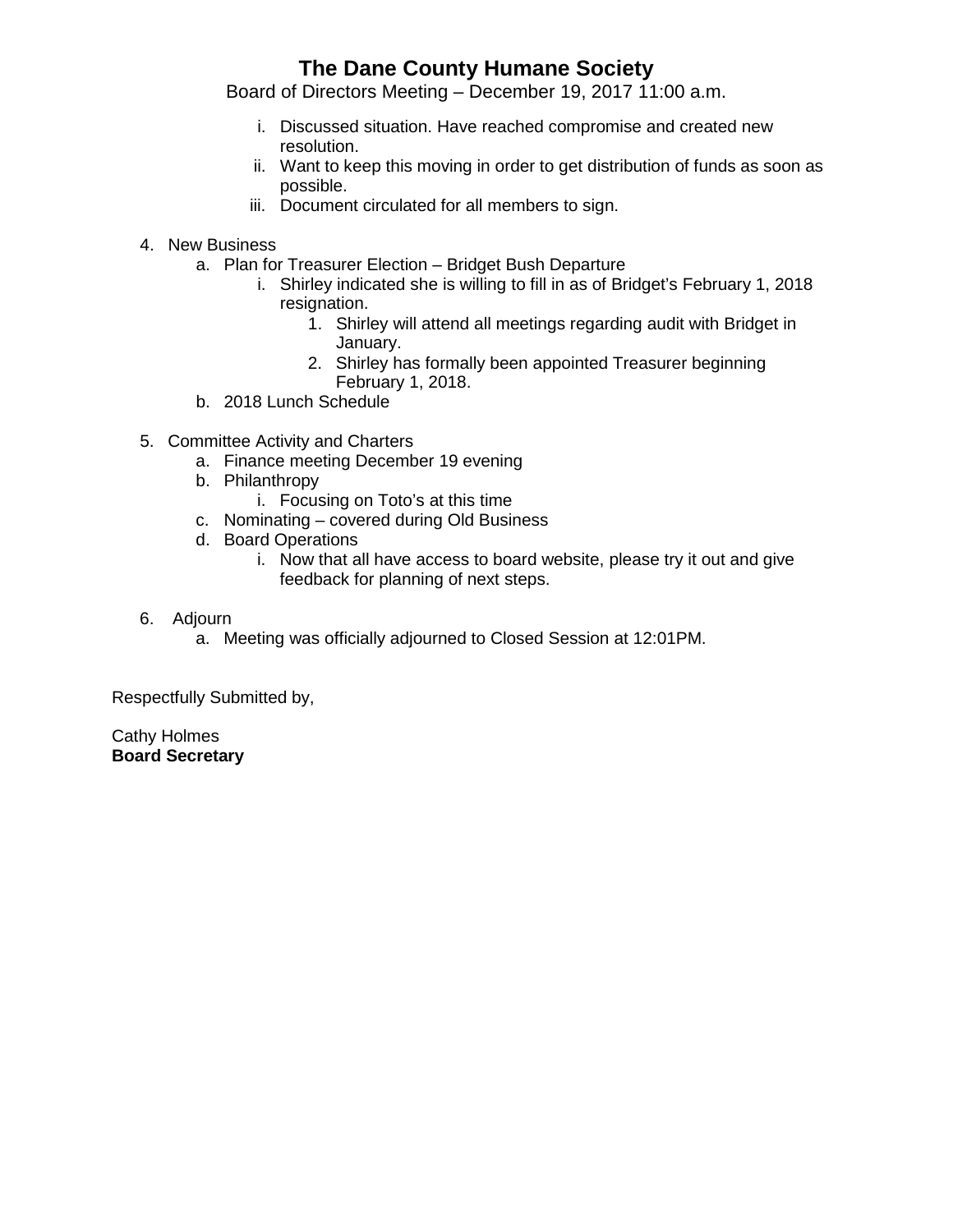# The Dane County Humane Society

Board of Directors Meeting – December 19, 2017 11:00 a.m.

   i. Discussed situation. Have reached compromise and created new resolution.
   ii. Want to keep this moving in order to get distribution of funds as soon as possible.
   iii. Document circulated for all members to sign.

4. New Business
   a. Plan for Treasurer Election – Bridget Bush Departure
      i. Shirley indicated she is willing to fill in as of Bridget's February 1, 2018 resignation.
         1. Shirley will attend all meetings regarding audit with Bridget in January.
         2. Shirley has formally been appointed Treasurer beginning February 1, 2018.
   b. 2018 Lunch Schedule

5. Committee Activity and Charters
   a. Finance meeting December 19 evening
   b. Philanthropy
      i. Focusing on Toto's at this time
   c. Nominating – covered during Old Business
   d. Board Operations
      i. Now that all have access to board website, please try it out and give feedback for planning of next steps.

6. Adjourn
   a. Meeting was officially adjourned to Closed Session at 12:01PM.

Respectfully Submitted by,

Cathy Holmes
**Board Secretary**